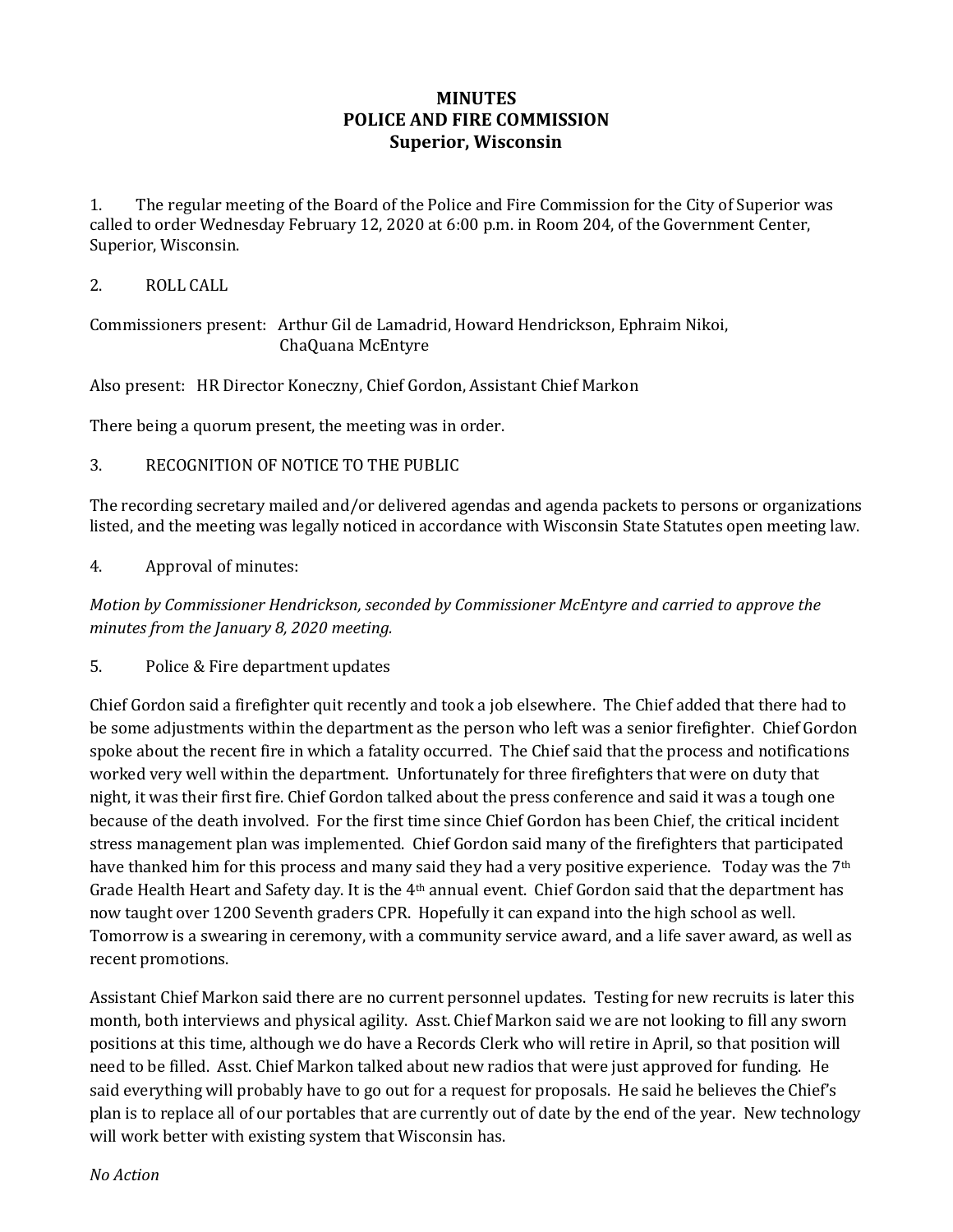# MINUTES
# POLICE AND FIRE COMMISSION
# Superior, Wisconsin

1. The regular meeting of the Board of the Police and Fire Commission for the City of Superior was called to order Wednesday February 12, 2020 at 6:00 p.m. in Room 204, of the Government Center, Superior, Wisconsin.

2. ROLL CALL

Commissioners present: Arthur Gil de Lamadrid, Howard Hendrickson, Ephraim Nikoi, ChaQuana McEntyre

Also present: HR Director Koneczny, Chief Gordon, Assistant Chief Markon

There being a quorum present, the meeting was in order.

3. RECOGNITION OF NOTICE TO THE PUBLIC

The recording secretary mailed and/or delivered agendas and agenda packets to persons or organizations listed, and the meeting was legally noticed in accordance with Wisconsin State Statutes open meeting law.

4. Approval of minutes:

*Motion by Commissioner Hendrickson, seconded by Commissioner McEntyre and carried to approve the minutes from the January 8, 2020 meeting.*

5. Police & Fire department updates

Chief Gordon said a firefighter quit recently and took a job elsewhere. The Chief added that there had to be some adjustments within the department as the person who left was a senior firefighter. Chief Gordon spoke about the recent fire in which a fatality occurred. The Chief said that the process and notifications worked very well within the department. Unfortunately for three firefighters that were on duty that night, it was their first fire. Chief Gordon talked about the press conference and said it was a tough one because of the death involved. For the first time since Chief Gordon has been Chief, the critical incident stress management plan was implemented. Chief Gordon said many of the firefighters that participated have thanked him for this process and many said they had a very positive experience. Today was the 7th Grade Health Heart and Safety day. It is the 4th annual event. Chief Gordon said that the department has now taught over 1200 Seventh graders CPR. Hopefully it can expand into the high school as well. Tomorrow is a swearing in ceremony, with a community service award, and a life saver award, as well as recent promotions.

Assistant Chief Markon said there are no current personnel updates. Testing for new recruits is later this month, both interviews and physical agility. Asst. Chief Markon said we are not looking to fill any sworn positions at this time, although we do have a Records Clerk who will retire in April, so that position will need to be filled. Asst. Chief Markon talked about new radios that were just approved for funding. He said everything will probably have to go out for a request for proposals. He said he believes the Chief's plan is to replace all of our portables that are currently out of date by the end of the year. New technology will work better with existing system that Wisconsin has.

*No Action*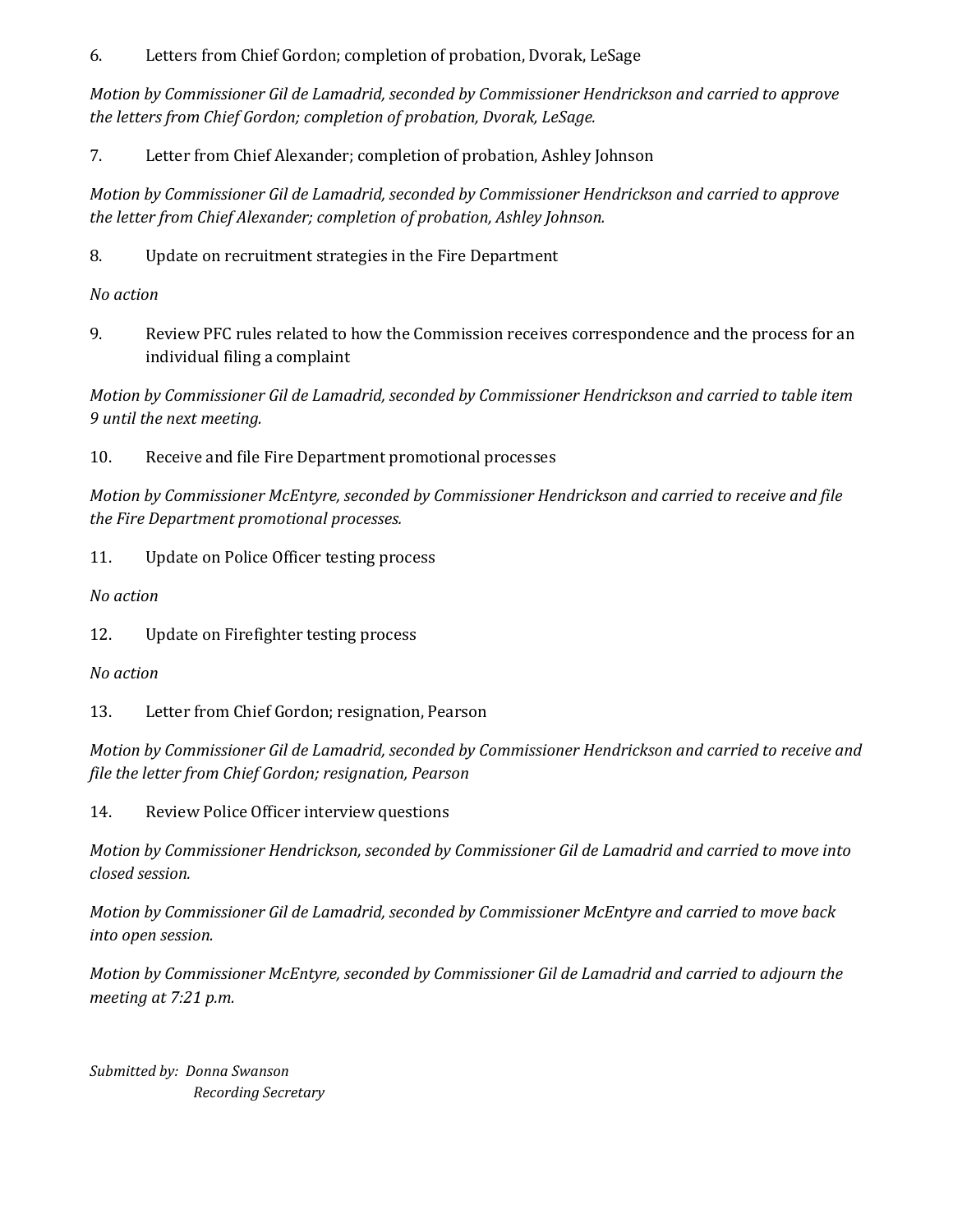6. Letters from Chief Gordon; completion of probation, Dvorak, LeSage

*Motion by Commissioner Gil de Lamadrid, seconded by Commissioner Hendrickson and carried to approve the letters from Chief Gordon; completion of probation, Dvorak, LeSage.*

7. Letter from Chief Alexander; completion of probation, Ashley Johnson

*Motion by Commissioner Gil de Lamadrid, seconded by Commissioner Hendrickson and carried to approve the letter from Chief Alexander; completion of probation, Ashley Johnson.*

8. Update on recruitment strategies in the Fire Department

*No action*

9. Review PFC rules related to how the Commission receives correspondence and the process for an individual filing a complaint

*Motion by Commissioner Gil de Lamadrid, seconded by Commissioner Hendrickson and carried to table item 9 until the next meeting.*

10. Receive and file Fire Department promotional processes

*Motion by Commissioner McEntyre, seconded by Commissioner Hendrickson and carried to receive and file the Fire Department promotional processes.*

11. Update on Police Officer testing process

*No action*

12. Update on Firefighter testing process

*No action*

13. Letter from Chief Gordon; resignation, Pearson

*Motion by Commissioner Gil de Lamadrid, seconded by Commissioner Hendrickson and carried to receive and file the letter from Chief Gordon; resignation, Pearson*

14. Review Police Officer interview questions

*Motion by Commissioner Hendrickson, seconded by Commissioner Gil de Lamadrid and carried to move into closed session.*

*Motion by Commissioner Gil de Lamadrid, seconded by Commissioner McEntyre and carried to move back into open session.*

*Motion by Commissioner McEntyre, seconded by Commissioner Gil de Lamadrid and carried to adjourn the meeting at 7:21 p.m.*

*Submitted by: Donna Swanson*
*Recording Secretary*